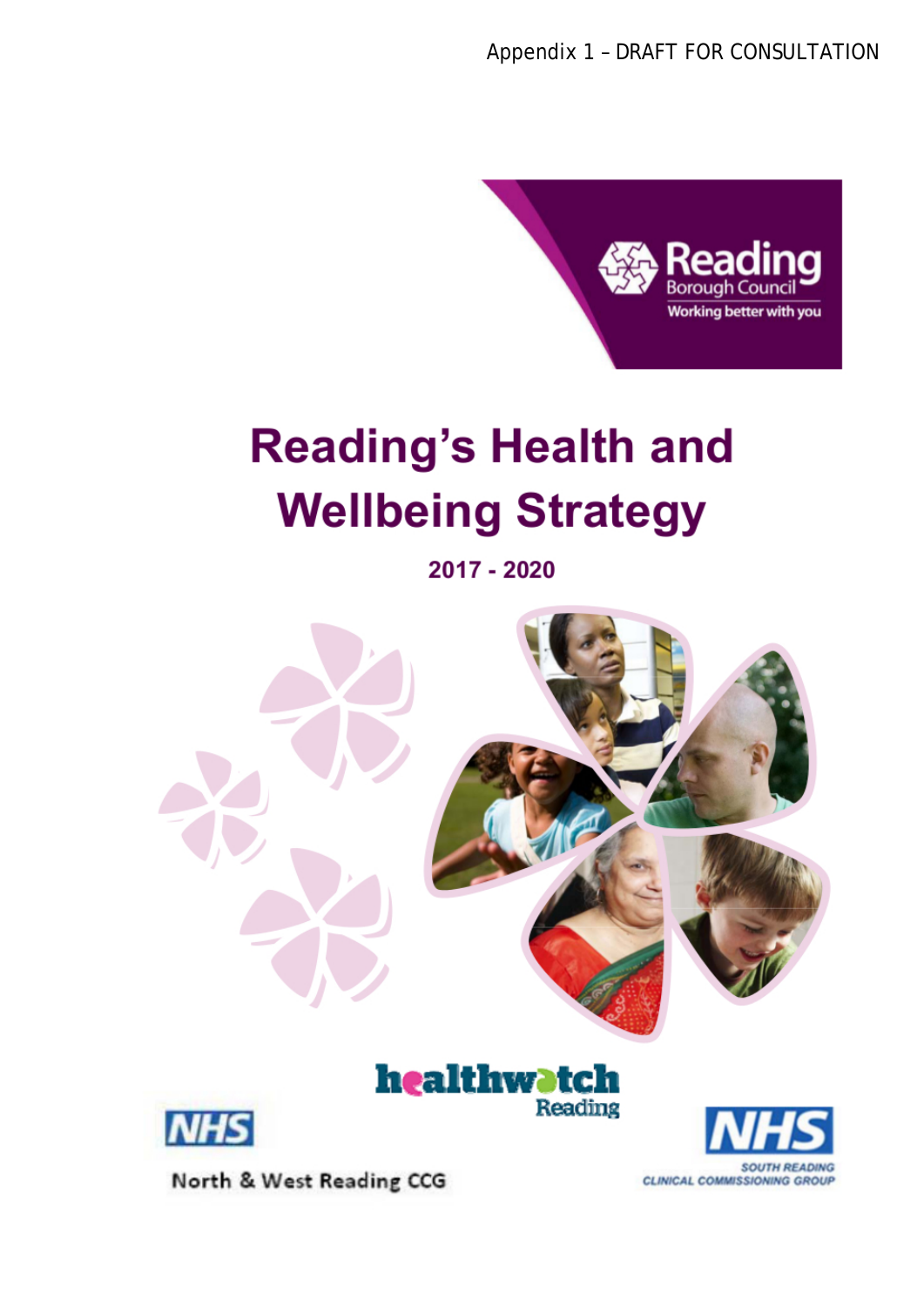Appendix 1 – DRAFT FOR CONSULTATION

Reading Borough Council

Working better with you

# Reading's Health and Wellbeing Strategy

**2017 - 2020**

healthwatch Reading

NHS North & West Reading CCG

NHS South Reading Clinical Commissioning Group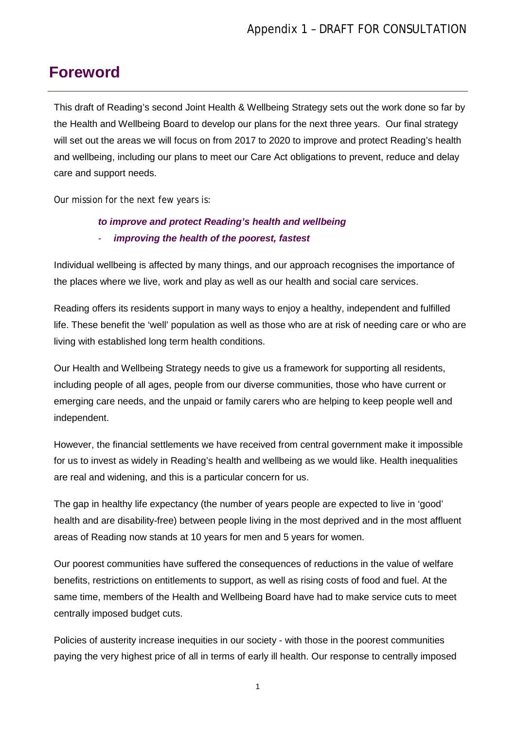# Foreword

This draft of Reading's second Joint Health & Wellbeing Strategy sets out the work done so far by the Health and Wellbeing Board to develop our plans for the next three years. Our final strategy will set out the areas we will focus on from 2017 to 2020 to improve and protect Reading's health and wellbeing, including our plans to meet our Care Act obligations to prevent, reduce and delay care and support needs.

Our mission for the next few years is:

> ***to improve and protect Reading's health and wellbeing***
> - ***improving the health of the poorest, fastest***

Individual wellbeing is affected by many things, and our approach recognises the importance of the places where we live, work and play as well as our health and social care services.

Reading offers its residents support in many ways to enjoy a healthy, independent and fulfilled life. These benefit the 'well' population as well as those who are at risk of needing care or who are living with established long term health conditions.

Our Health and Wellbeing Strategy needs to give us a framework for supporting all residents, including people of all ages, people from our diverse communities, those who have current or emerging care needs, and the unpaid or family carers who are helping to keep people well and independent.

However, the financial settlements we have received from central government make it impossible for us to invest as widely in Reading's health and wellbeing as we would like. Health inequalities are real and widening, and this is a particular concern for us.

The gap in healthy life expectancy (the number of years people are expected to live in 'good' health and are disability-free) between people living in the most deprived and in the most affluent areas of Reading now stands at 10 years for men and 5 years for women.

Our poorest communities have suffered the consequences of reductions in the value of welfare benefits, restrictions on entitlements to support, as well as rising costs of food and fuel. At the same time, members of the Health and Wellbeing Board have had to make service cuts to meet centrally imposed budget cuts.

Policies of austerity increase inequities in our society - with those in the poorest communities paying the very highest price of all in terms of early ill health. Our response to centrally imposed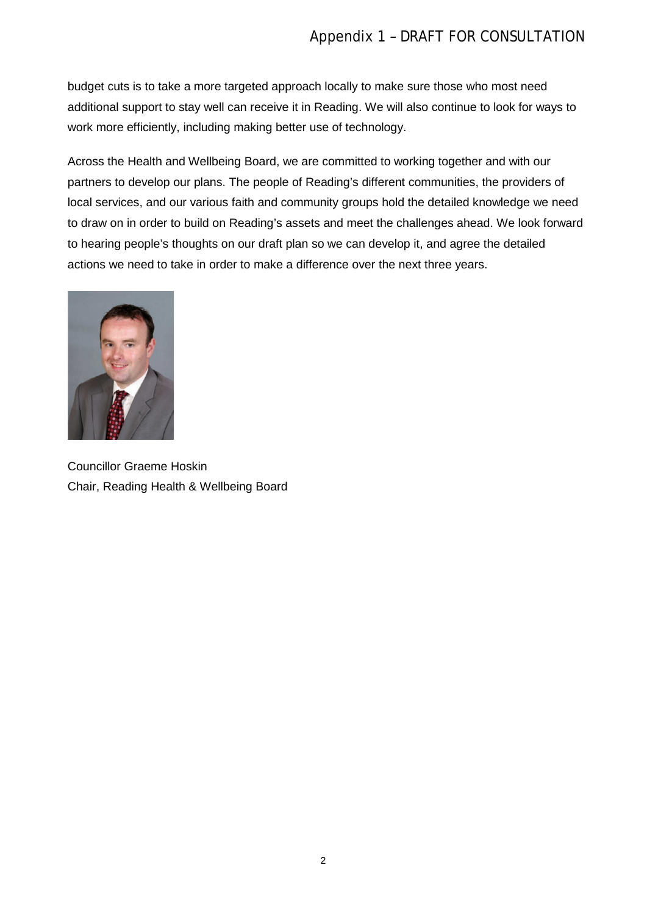budget cuts is to take a more targeted approach locally to make sure those who most need additional support to stay well can receive it in Reading. We will also continue to look for ways to work more efficiently, including making better use of technology.

Across the Health and Wellbeing Board, we are committed to working together and with our partners to develop our plans. The people of Reading's different communities, the providers of local services, and our various faith and community groups hold the detailed knowledge we need to draw on in order to build on Reading's assets and meet the challenges ahead. We look forward to hearing people's thoughts on our draft plan so we can develop it, and agree the detailed actions we need to take in order to make a difference over the next three years.

Councillor Graeme Hoskin
Chair, Reading Health & Wellbeing Board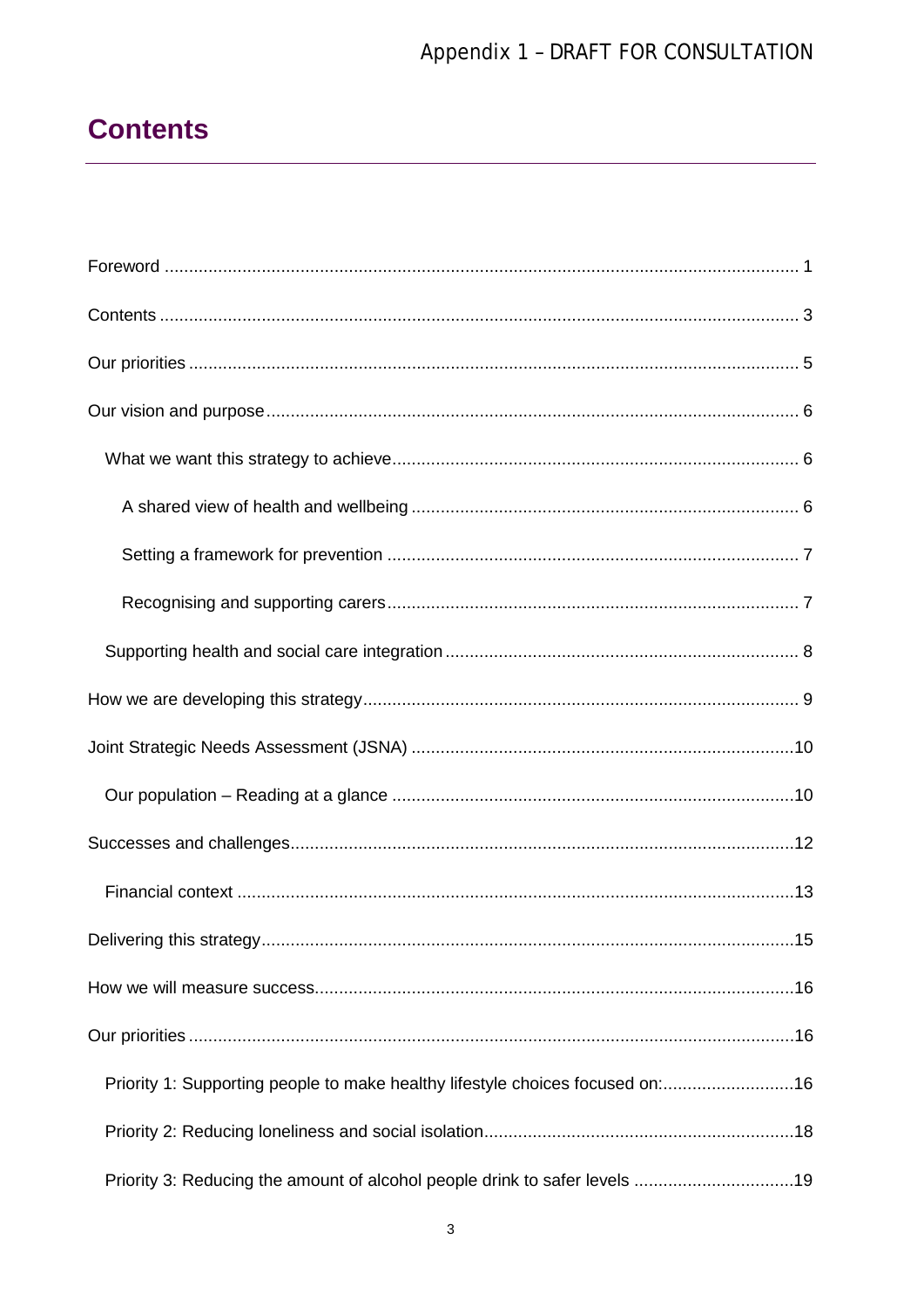# Contents

Foreword .......................................................................................................................... 1

Contents .......................................................................................................................... 3

Our priorities .................................................................................................................. 5

Our vision and purpose ................................................................................................... 6

- What we want this strategy to achieve ..................................................................... 6
  - A shared view of health and wellbeing ................................................................ 6
  - Setting a framework for prevention ..................................................................... 7
  - Recognising and supporting carers ..................................................................... 7
- Supporting health and social care integration .......................................................... 8

How we are developing this strategy ............................................................................... 9

Joint Strategic Needs Assessment (JSNA) .................................................................... 10

- Our population – Reading at a glance .................................................................... 10

Successes and challenges ............................................................................................ 12

- Financial context ..................................................................................................... 13

Delivering this strategy ................................................................................................. 15

How we will measure success ....................................................................................... 16

Our priorities ................................................................................................................. 16

- Priority 1: Supporting people to make healthy lifestyle choices focused on: ........... 16
- Priority 2: Reducing loneliness and social isolation ................................................ 18
- Priority 3: Reducing the amount of alcohol people drink to safer levels ................. 19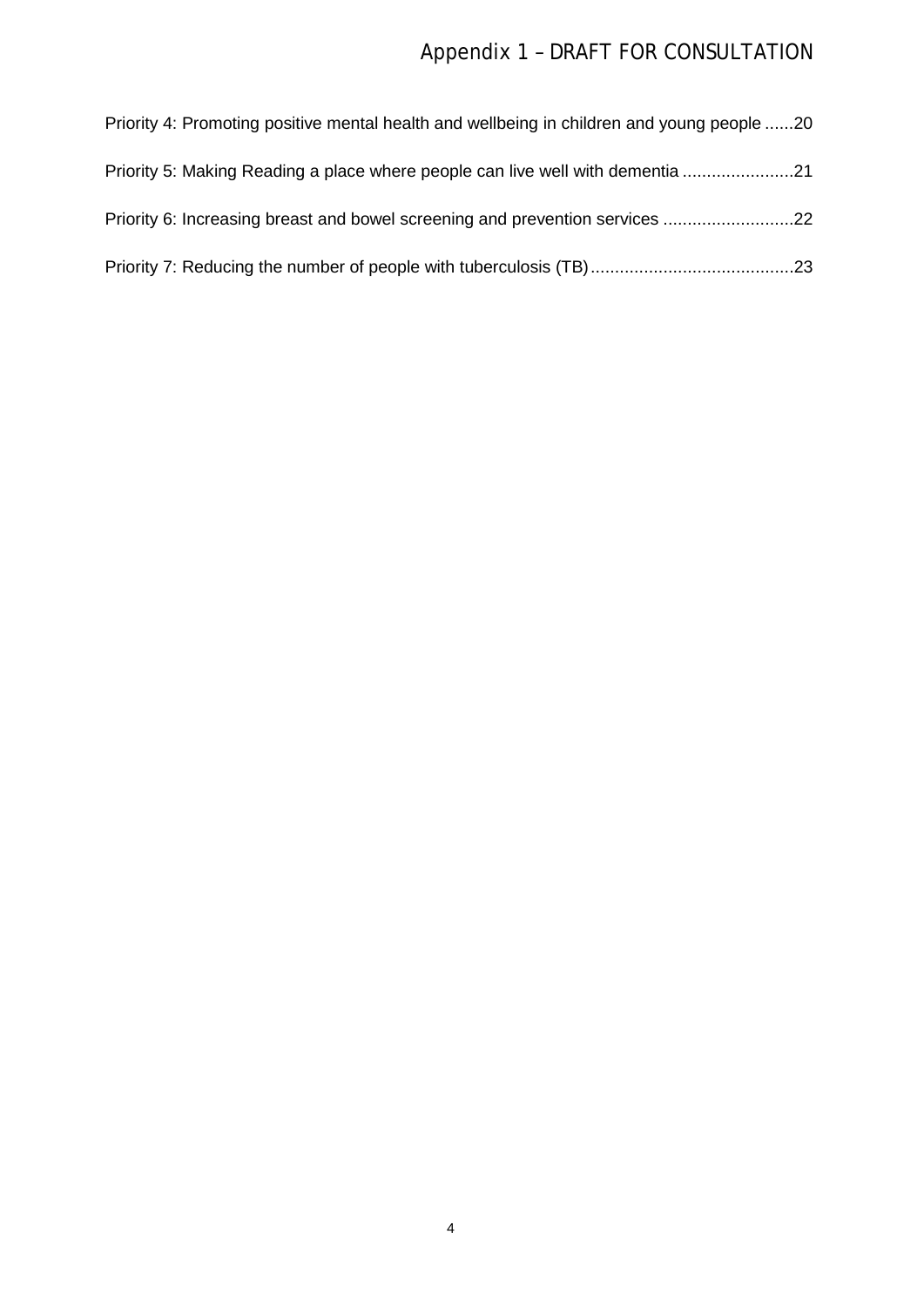Priority 4: Promoting positive mental health and wellbeing in children and young people ......20

Priority 5: Making Reading a place where people can live well with dementia .......................21

Priority 6: Increasing breast and bowel screening and prevention services ...........................22

Priority 7: Reducing the number of people with tuberculosis (TB)..........................................23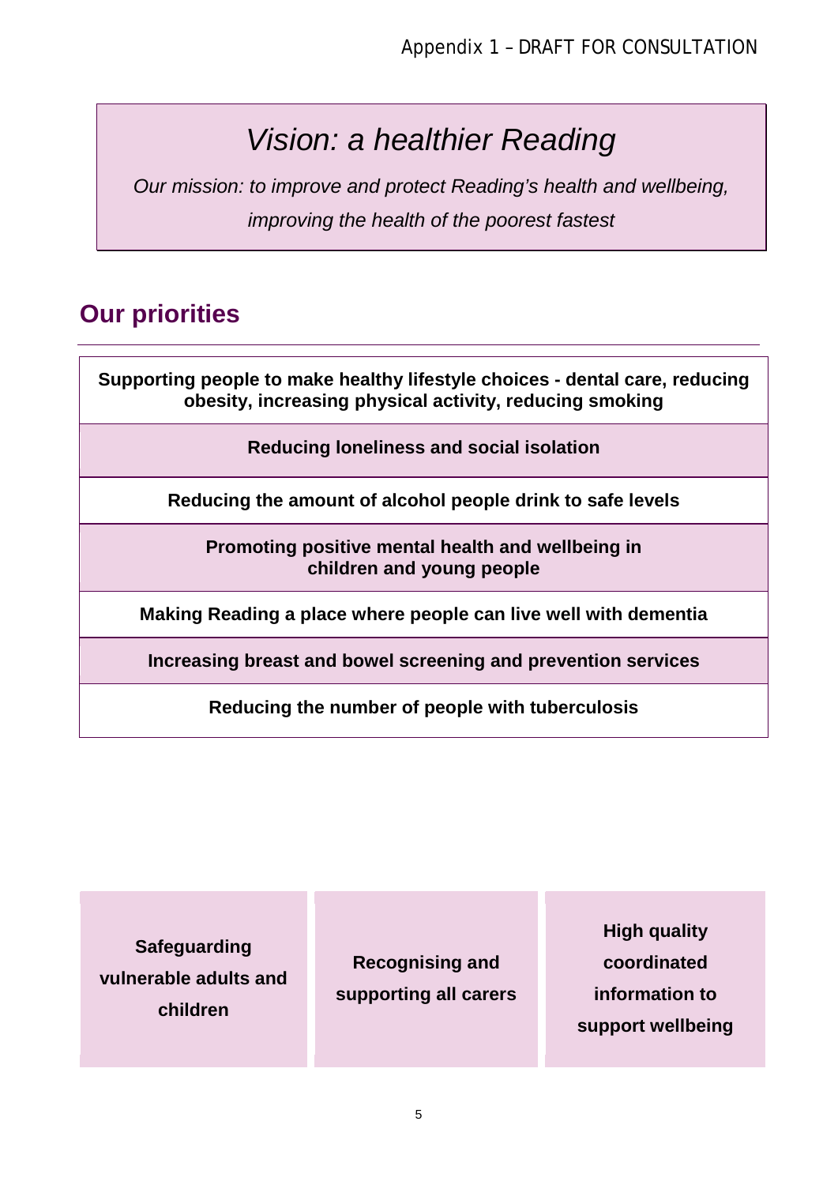# *Vision: a healthier Reading*

*Our mission: to improve and protect Reading's health and wellbeing, improving the health of the poorest fastest*

## Our priorities

**Supporting people to make healthy lifestyle choices - dental care, reducing obesity, increasing physical activity, reducing smoking**

**Reducing loneliness and social isolation**

**Reducing the amount of alcohol people drink to safe levels**

**Promoting positive mental health and wellbeing in children and young people**

**Making Reading a place where people can live well with dementia**

**Increasing breast and bowel screening and prevention services**

**Reducing the number of people with tuberculosis**

**Safeguarding vulnerable adults and children**

**Recognising and supporting all carers**

**High quality coordinated information to support wellbeing**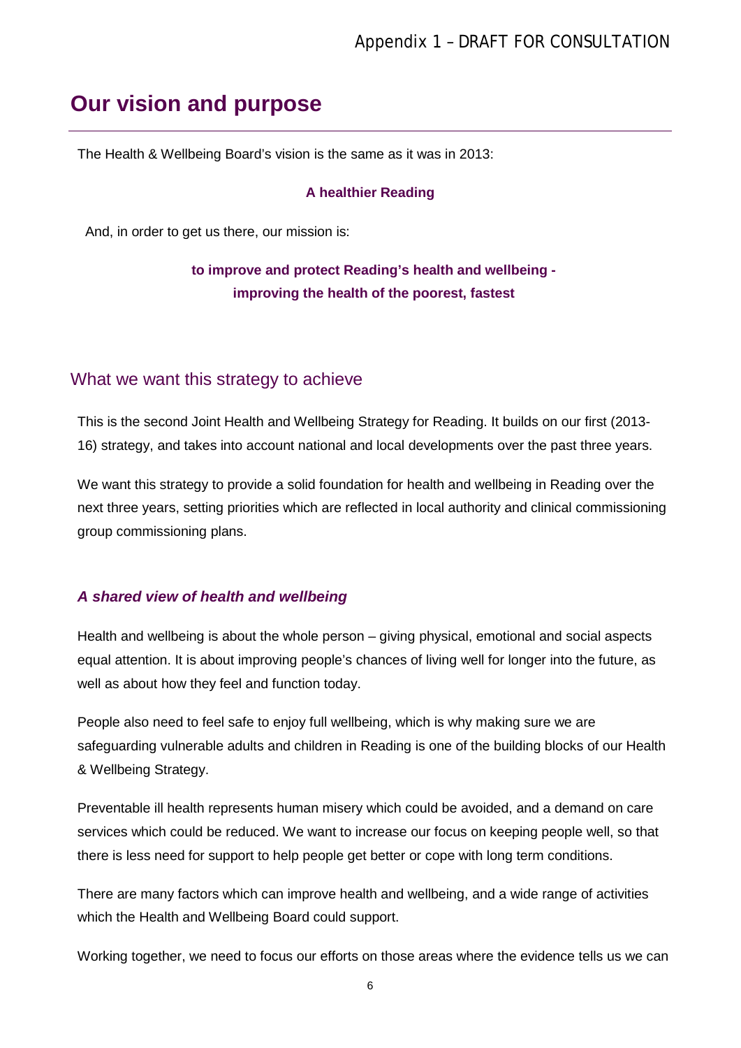# Our vision and purpose

The Health & Wellbeing Board's vision is the same as it was in 2013:

**A healthier Reading**

And, in order to get us there, our mission is:

**to improve and protect Reading's health and wellbeing - improving the health of the poorest, fastest**

## What we want this strategy to achieve

This is the second Joint Health and Wellbeing Strategy for Reading. It builds on our first (2013-16) strategy, and takes into account national and local developments over the past three years.

We want this strategy to provide a solid foundation for health and wellbeing in Reading over the next three years, setting priorities which are reflected in local authority and clinical commissioning group commissioning plans.

### *A shared view of health and wellbeing*

Health and wellbeing is about the whole person – giving physical, emotional and social aspects equal attention. It is about improving people's chances of living well for longer into the future, as well as about how they feel and function today.

People also need to feel safe to enjoy full wellbeing, which is why making sure we are safeguarding vulnerable adults and children in Reading is one of the building blocks of our Health & Wellbeing Strategy.

Preventable ill health represents human misery which could be avoided, and a demand on care services which could be reduced. We want to increase our focus on keeping people well, so that there is less need for support to help people get better or cope with long term conditions.

There are many factors which can improve health and wellbeing, and a wide range of activities which the Health and Wellbeing Board could support.

Working together, we need to focus our efforts on those areas where the evidence tells us we can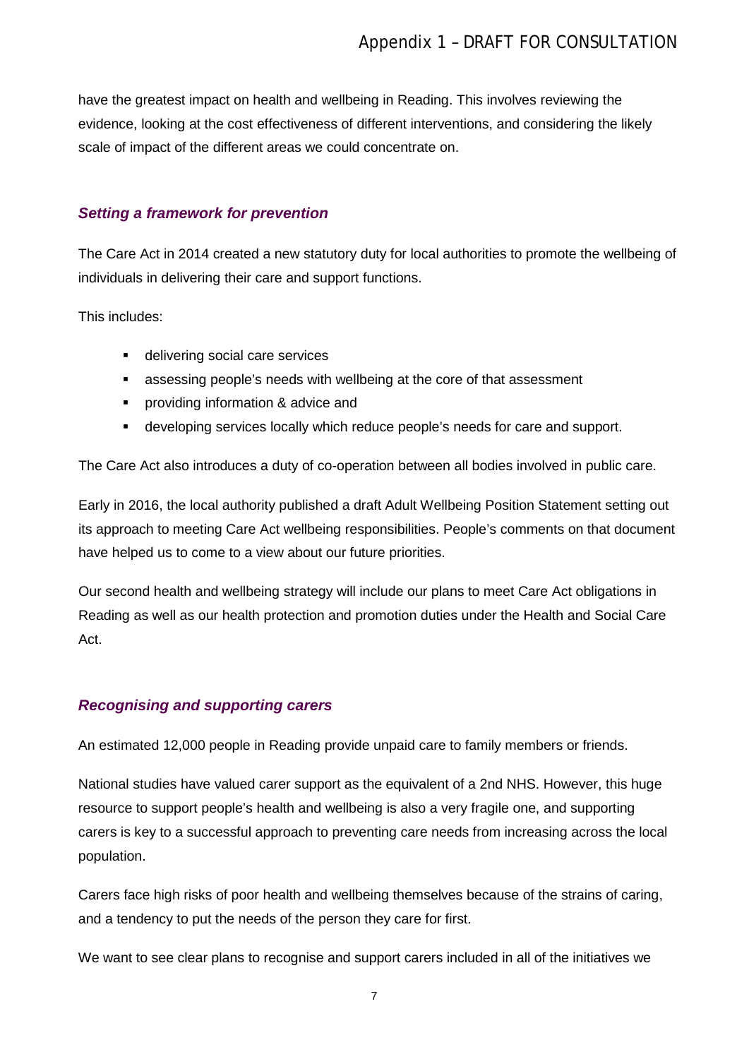have the greatest impact on health and wellbeing in Reading. This involves reviewing the evidence, looking at the cost effectiveness of different interventions, and considering the likely scale of impact of the different areas we could concentrate on.

### *Setting a framework for prevention*

The Care Act in 2014 created a new statutory duty for local authorities to promote the wellbeing of individuals in delivering their care and support functions.

This includes:

- delivering social care services
- assessing people's needs with wellbeing at the core of that assessment
- providing information & advice and
- developing services locally which reduce people's needs for care and support.

The Care Act also introduces a duty of co-operation between all bodies involved in public care.

Early in 2016, the local authority published a draft Adult Wellbeing Position Statement setting out its approach to meeting Care Act wellbeing responsibilities. People's comments on that document have helped us to come to a view about our future priorities.

Our second health and wellbeing strategy will include our plans to meet Care Act obligations in Reading as well as our health protection and promotion duties under the Health and Social Care Act.

### *Recognising and supporting carers*

An estimated 12,000 people in Reading provide unpaid care to family members or friends.

National studies have valued carer support as the equivalent of a 2nd NHS. However, this huge resource to support people's health and wellbeing is also a very fragile one, and supporting carers is key to a successful approach to preventing care needs from increasing across the local population.

Carers face high risks of poor health and wellbeing themselves because of the strains of caring, and a tendency to put the needs of the person they care for first.

We want to see clear plans to recognise and support carers included in all of the initiatives we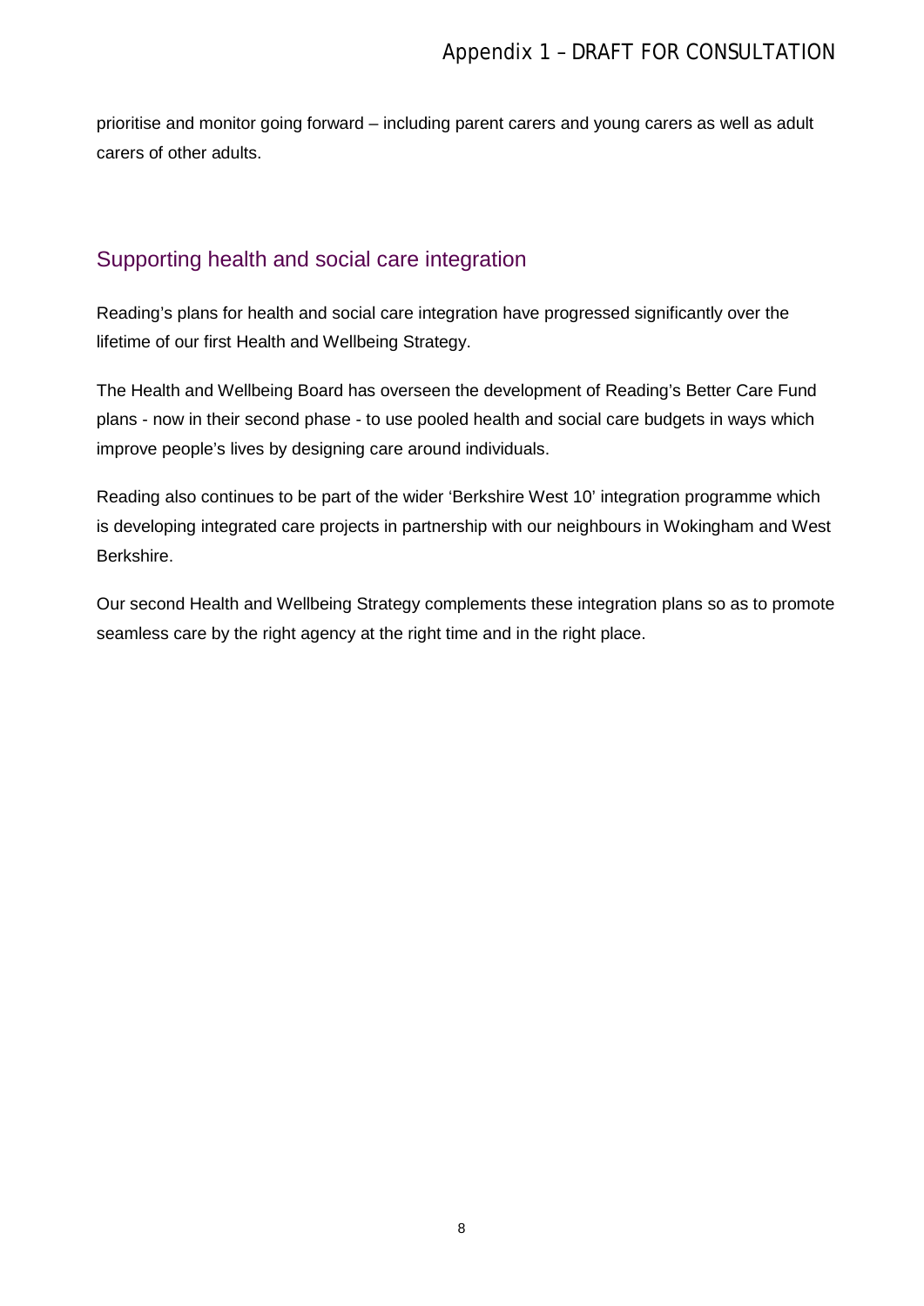prioritise and monitor going forward – including parent carers and young carers as well as adult carers of other adults.

## Supporting health and social care integration

Reading's plans for health and social care integration have progressed significantly over the lifetime of our first Health and Wellbeing Strategy.

The Health and Wellbeing Board has overseen the development of Reading's Better Care Fund plans - now in their second phase - to use pooled health and social care budgets in ways which improve people's lives by designing care around individuals.

Reading also continues to be part of the wider 'Berkshire West 10' integration programme which is developing integrated care projects in partnership with our neighbours in Wokingham and West Berkshire.

Our second Health and Wellbeing Strategy complements these integration plans so as to promote seamless care by the right agency at the right time and in the right place.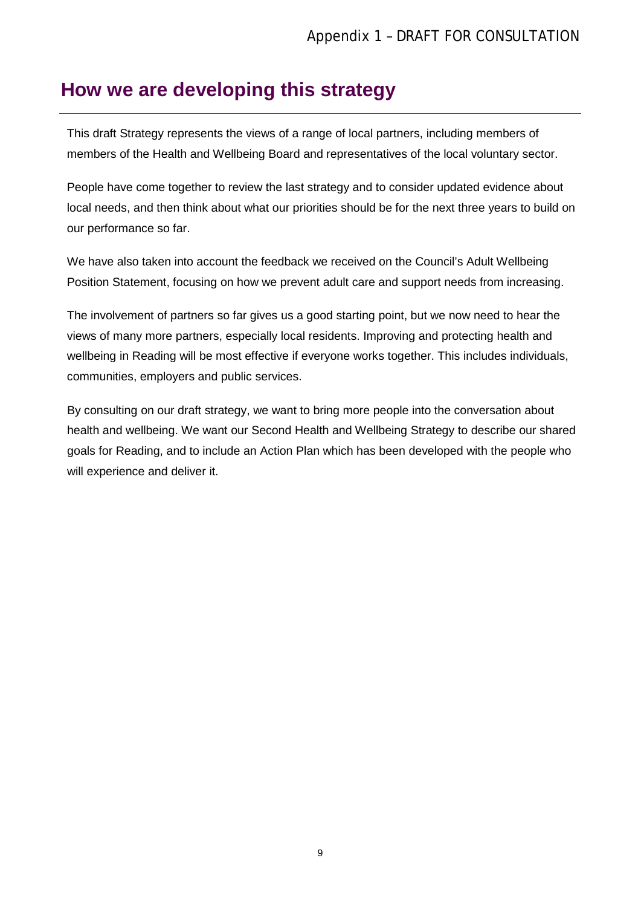## How we are developing this strategy

This draft Strategy represents the views of a range of local partners, including members of members of the Health and Wellbeing Board and representatives of the local voluntary sector.

People have come together to review the last strategy and to consider updated evidence about local needs, and then think about what our priorities should be for the next three years to build on our performance so far.

We have also taken into account the feedback we received on the Council's Adult Wellbeing Position Statement, focusing on how we prevent adult care and support needs from increasing.

The involvement of partners so far gives us a good starting point, but we now need to hear the views of many more partners, especially local residents. Improving and protecting health and wellbeing in Reading will be most effective if everyone works together. This includes individuals, communities, employers and public services.

By consulting on our draft strategy, we want to bring more people into the conversation about health and wellbeing. We want our Second Health and Wellbeing Strategy to describe our shared goals for Reading, and to include an Action Plan which has been developed with the people who will experience and deliver it.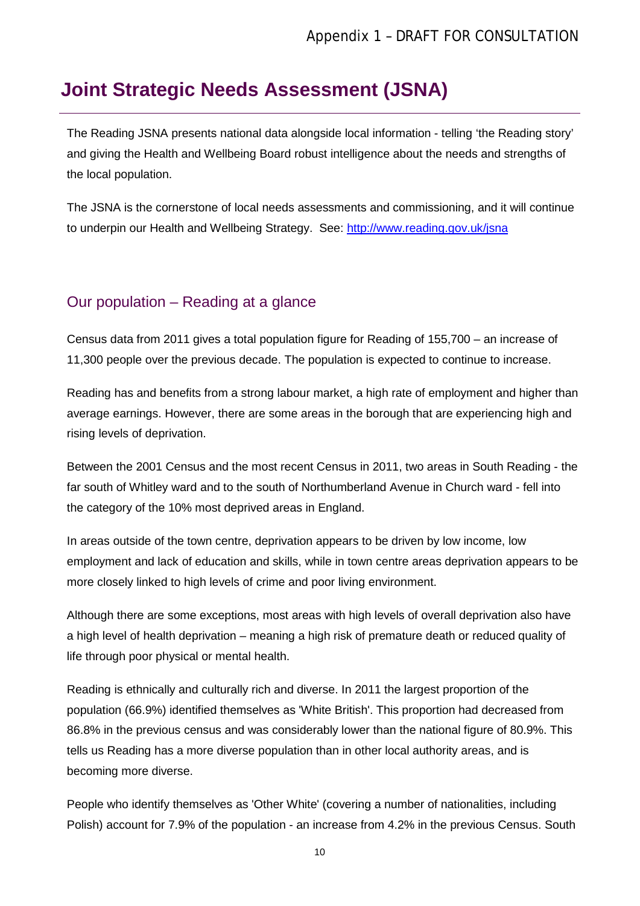# Joint Strategic Needs Assessment (JSNA)

The Reading JSNA presents national data alongside local information - telling 'the Reading story' and giving the Health and Wellbeing Board robust intelligence about the needs and strengths of the local population.

The JSNA is the cornerstone of local needs assessments and commissioning, and it will continue to underpin our Health and Wellbeing Strategy. See: http://www.reading.gov.uk/jsna

## Our population – Reading at a glance

Census data from 2011 gives a total population figure for Reading of 155,700 – an increase of 11,300 people over the previous decade. The population is expected to continue to increase.

Reading has and benefits from a strong labour market, a high rate of employment and higher than average earnings. However, there are some areas in the borough that are experiencing high and rising levels of deprivation.

Between the 2001 Census and the most recent Census in 2011, two areas in South Reading - the far south of Whitley ward and to the south of Northumberland Avenue in Church ward - fell into the category of the 10% most deprived areas in England.

In areas outside of the town centre, deprivation appears to be driven by low income, low employment and lack of education and skills, while in town centre areas deprivation appears to be more closely linked to high levels of crime and poor living environment.

Although there are some exceptions, most areas with high levels of overall deprivation also have a high level of health deprivation – meaning a high risk of premature death or reduced quality of life through poor physical or mental health.

Reading is ethnically and culturally rich and diverse. In 2011 the largest proportion of the population (66.9%) identified themselves as 'White British'. This proportion had decreased from 86.8% in the previous census and was considerably lower than the national figure of 80.9%. This tells us Reading has a more diverse population than in other local authority areas, and is becoming more diverse.

People who identify themselves as 'Other White' (covering a number of nationalities, including Polish) account for 7.9% of the population - an increase from 4.2% in the previous Census. South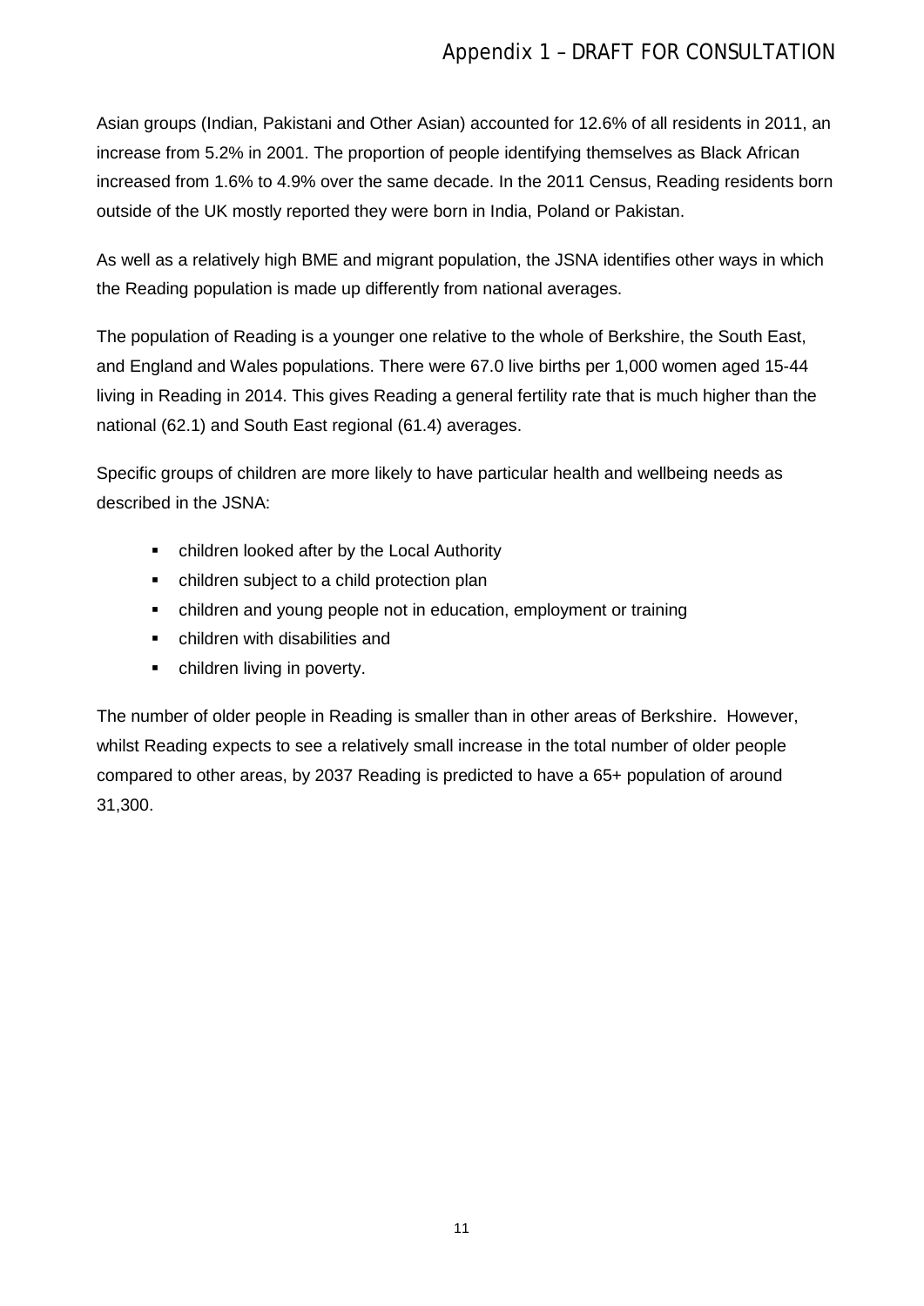Asian groups (Indian, Pakistani and Other Asian) accounted for 12.6% of all residents in 2011, an increase from 5.2% in 2001. The proportion of people identifying themselves as Black African increased from 1.6% to 4.9% over the same decade. In the 2011 Census, Reading residents born outside of the UK mostly reported they were born in India, Poland or Pakistan.

As well as a relatively high BME and migrant population, the JSNA identifies other ways in which the Reading population is made up differently from national averages.

The population of Reading is a younger one relative to the whole of Berkshire, the South East, and England and Wales populations. There were 67.0 live births per 1,000 women aged 15-44 living in Reading in 2014. This gives Reading a general fertility rate that is much higher than the national (62.1) and South East regional (61.4) averages.

Specific groups of children are more likely to have particular health and wellbeing needs as described in the JSNA:

- children looked after by the Local Authority
- children subject to a child protection plan
- children and young people not in education, employment or training
- children with disabilities and
- children living in poverty.

The number of older people in Reading is smaller than in other areas of Berkshire. However, whilst Reading expects to see a relatively small increase in the total number of older people compared to other areas, by 2037 Reading is predicted to have a 65+ population of around 31,300.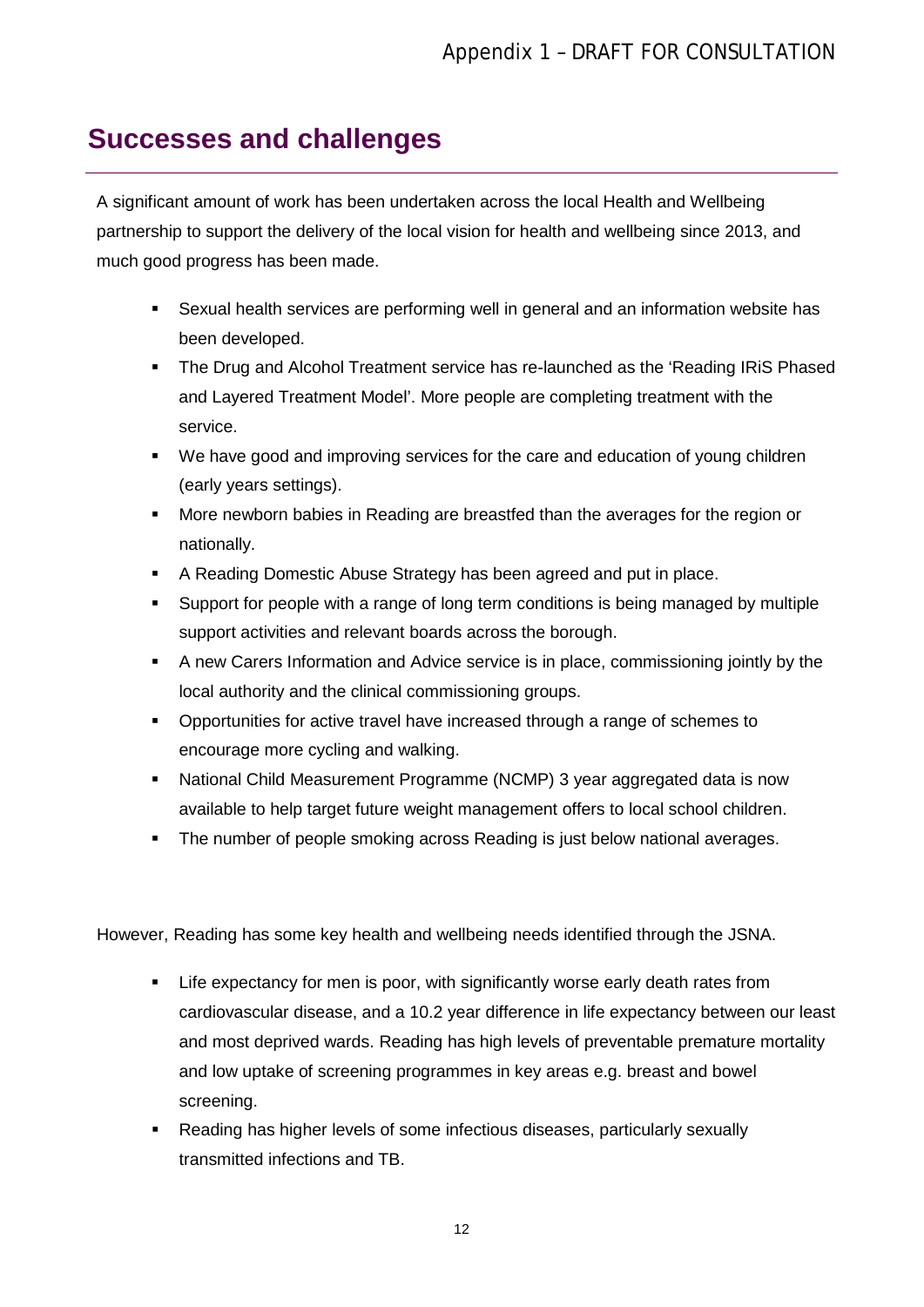## Successes and challenges

A significant amount of work has been undertaken across the local Health and Wellbeing partnership to support the delivery of the local vision for health and wellbeing since 2013, and much good progress has been made.

- Sexual health services are performing well in general and an information website has been developed.
- The Drug and Alcohol Treatment service has re-launched as the 'Reading IRiS Phased and Layered Treatment Model'. More people are completing treatment with the service.
- We have good and improving services for the care and education of young children (early years settings).
- More newborn babies in Reading are breastfed than the averages for the region or nationally.
- A Reading Domestic Abuse Strategy has been agreed and put in place.
- Support for people with a range of long term conditions is being managed by multiple support activities and relevant boards across the borough.
- A new Carers Information and Advice service is in place, commissioning jointly by the local authority and the clinical commissioning groups.
- Opportunities for active travel have increased through a range of schemes to encourage more cycling and walking.
- National Child Measurement Programme (NCMP) 3 year aggregated data is now available to help target future weight management offers to local school children.
- The number of people smoking across Reading is just below national averages.

However, Reading has some key health and wellbeing needs identified through the JSNA.

- Life expectancy for men is poor, with significantly worse early death rates from cardiovascular disease, and a 10.2 year difference in life expectancy between our least and most deprived wards. Reading has high levels of preventable premature mortality and low uptake of screening programmes in key areas e.g. breast and bowel screening.
- Reading has higher levels of some infectious diseases, particularly sexually transmitted infections and TB.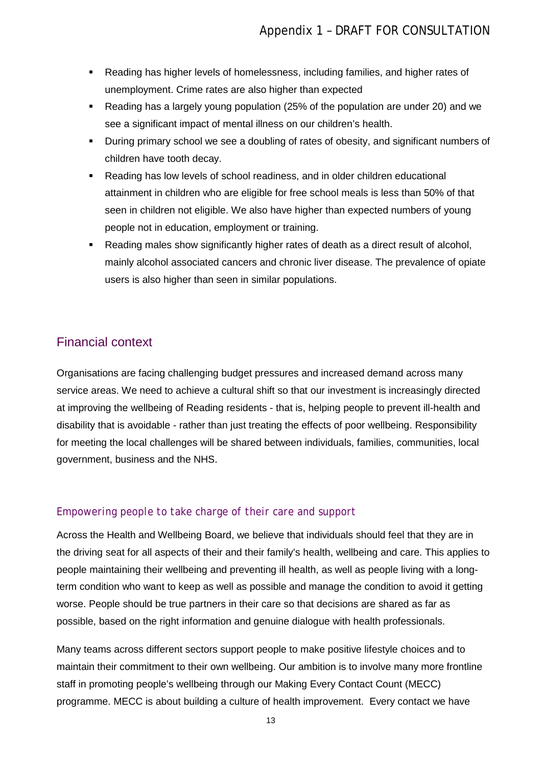- Reading has higher levels of homelessness, including families, and higher rates of unemployment. Crime rates are also higher than expected
- Reading has a largely young population (25% of the population are under 20) and we see a significant impact of mental illness on our children's health.
- During primary school we see a doubling of rates of obesity, and significant numbers of children have tooth decay.
- Reading has low levels of school readiness, and in older children educational attainment in children who are eligible for free school meals is less than 50% of that seen in children not eligible. We also have higher than expected numbers of young people not in education, employment or training.
- Reading males show significantly higher rates of death as a direct result of alcohol, mainly alcohol associated cancers and chronic liver disease. The prevalence of opiate users is also higher than seen in similar populations.

## Financial context

Organisations are facing challenging budget pressures and increased demand across many service areas. We need to achieve a cultural shift so that our investment is increasingly directed at improving the wellbeing of Reading residents - that is, helping people to prevent ill-health and disability that is avoidable - rather than just treating the effects of poor wellbeing. Responsibility for meeting the local challenges will be shared between individuals, families, communities, local government, business and the NHS.

### *Empowering people to take charge of their care and support*

Across the Health and Wellbeing Board, we believe that individuals should feel that they are in the driving seat for all aspects of their and their family's health, wellbeing and care. This applies to people maintaining their wellbeing and preventing ill health, as well as people living with a long-term condition who want to keep as well as possible and manage the condition to avoid it getting worse. People should be true partners in their care so that decisions are shared as far as possible, based on the right information and genuine dialogue with health professionals.

Many teams across different sectors support people to make positive lifestyle choices and to maintain their commitment to their own wellbeing. Our ambition is to involve many more frontline staff in promoting people's wellbeing through our Making Every Contact Count (MECC) programme. MECC is about building a culture of health improvement. Every contact we have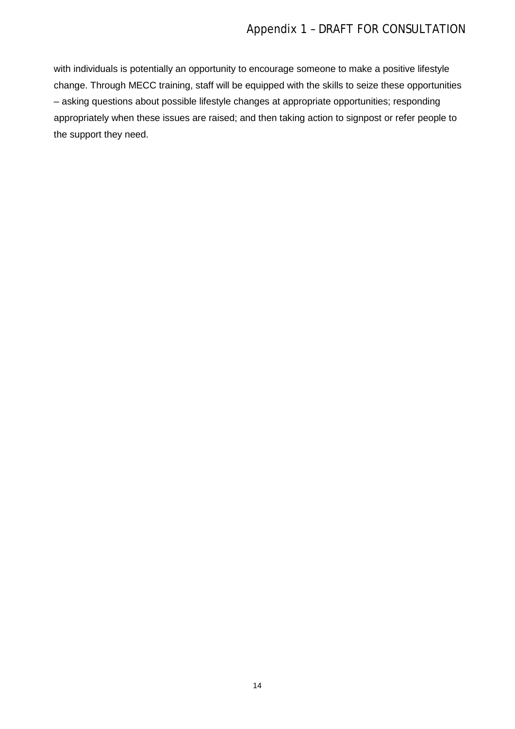with individuals is potentially an opportunity to encourage someone to make a positive lifestyle change. Through MECC training, staff will be equipped with the skills to seize these opportunities – asking questions about possible lifestyle changes at appropriate opportunities; responding appropriately when these issues are raised; and then taking action to signpost or refer people to the support they need.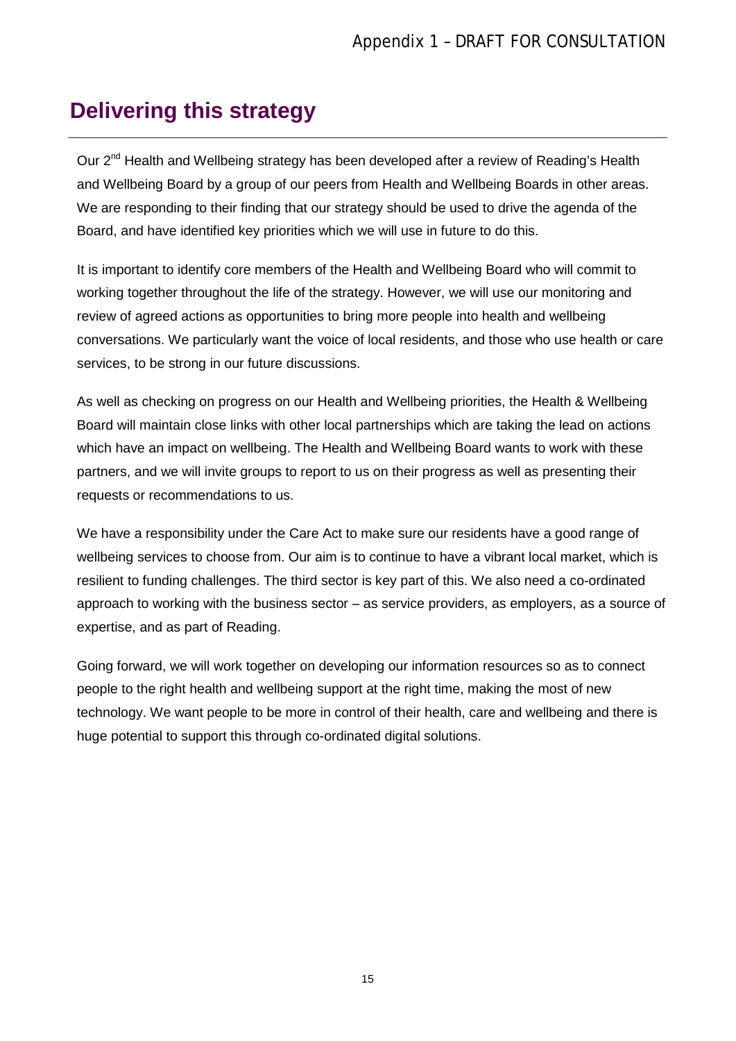## Delivering this strategy

Our 2nd Health and Wellbeing strategy has been developed after a review of Reading's Health and Wellbeing Board by a group of our peers from Health and Wellbeing Boards in other areas. We are responding to their finding that our strategy should be used to drive the agenda of the Board, and have identified key priorities which we will use in future to do this.

It is important to identify core members of the Health and Wellbeing Board who will commit to working together throughout the life of the strategy. However, we will use our monitoring and review of agreed actions as opportunities to bring more people into health and wellbeing conversations. We particularly want the voice of local residents, and those who use health or care services, to be strong in our future discussions.

As well as checking on progress on our Health and Wellbeing priorities, the Health & Wellbeing Board will maintain close links with other local partnerships which are taking the lead on actions which have an impact on wellbeing. The Health and Wellbeing Board wants to work with these partners, and we will invite groups to report to us on their progress as well as presenting their requests or recommendations to us.

We have a responsibility under the Care Act to make sure our residents have a good range of wellbeing services to choose from. Our aim is to continue to have a vibrant local market, which is resilient to funding challenges. The third sector is key part of this. We also need a co-ordinated approach to working with the business sector – as service providers, as employers, as a source of expertise, and as part of Reading.

Going forward, we will work together on developing our information resources so as to connect people to the right health and wellbeing support at the right time, making the most of new technology. We want people to be more in control of their health, care and wellbeing and there is huge potential to support this through co-ordinated digital solutions.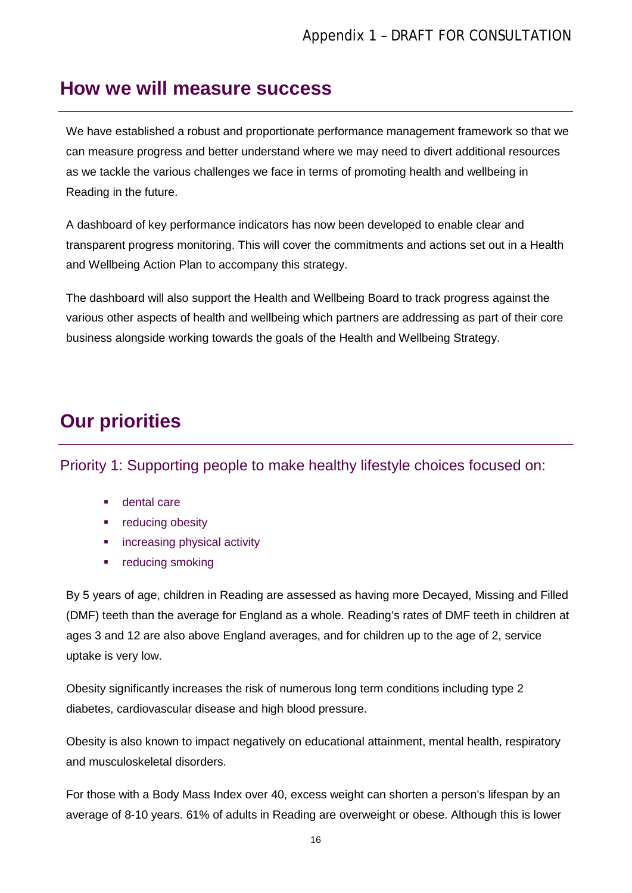## How we will measure success

We have established a robust and proportionate performance management framework so that we can measure progress and better understand where we may need to divert additional resources as we tackle the various challenges we face in terms of promoting health and wellbeing in Reading in the future.

A dashboard of key performance indicators has now been developed to enable clear and transparent progress monitoring. This will cover the commitments and actions set out in a Health and Wellbeing Action Plan to accompany this strategy.

The dashboard will also support the Health and Wellbeing Board to track progress against the various other aspects of health and wellbeing which partners are addressing as part of their core business alongside working towards the goals of the Health and Wellbeing Strategy.

## Our priorities

### Priority 1: Supporting people to make healthy lifestyle choices focused on:

- dental care
- reducing obesity
- increasing physical activity
- reducing smoking

By 5 years of age, children in Reading are assessed as having more Decayed, Missing and Filled (DMF) teeth than the average for England as a whole. Reading's rates of DMF teeth in children at ages 3 and 12 are also above England averages, and for children up to the age of 2, service uptake is very low.

Obesity significantly increases the risk of numerous long term conditions including type 2 diabetes, cardiovascular disease and high blood pressure.

Obesity is also known to impact negatively on educational attainment, mental health, respiratory and musculoskeletal disorders.

For those with a Body Mass Index over 40, excess weight can shorten a person's lifespan by an average of 8-10 years. 61% of adults in Reading are overweight or obese. Although this is lower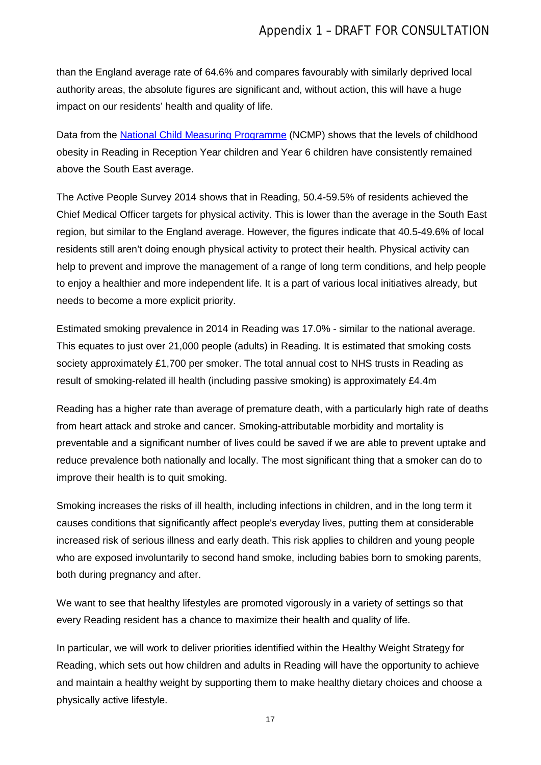than the England average rate of 64.6% and compares favourably with similarly deprived local authority areas, the absolute figures are significant and, without action, this will have a huge impact on our residents' health and quality of life.

Data from the [National Child Measuring Programme](#) (NCMP) shows that the levels of childhood obesity in Reading in Reception Year children and Year 6 children have consistently remained above the South East average.

The Active People Survey 2014 shows that in Reading, 50.4-59.5% of residents achieved the Chief Medical Officer targets for physical activity. This is lower than the average in the South East region, but similar to the England average. However, the figures indicate that 40.5-49.6% of local residents still aren't doing enough physical activity to protect their health. Physical activity can help to prevent and improve the management of a range of long term conditions, and help people to enjoy a healthier and more independent life. It is a part of various local initiatives already, but needs to become a more explicit priority.

Estimated smoking prevalence in 2014 in Reading was 17.0% - similar to the national average. This equates to just over 21,000 people (adults) in Reading. It is estimated that smoking costs society approximately £1,700 per smoker. The total annual cost to NHS trusts in Reading as result of smoking-related ill health (including passive smoking) is approximately £4.4m

Reading has a higher rate than average of premature death, with a particularly high rate of deaths from heart attack and stroke and cancer. Smoking-attributable morbidity and mortality is preventable and a significant number of lives could be saved if we are able to prevent uptake and reduce prevalence both nationally and locally. The most significant thing that a smoker can do to improve their health is to quit smoking.

Smoking increases the risks of ill health, including infections in children, and in the long term it causes conditions that significantly affect people's everyday lives, putting them at considerable increased risk of serious illness and early death. This risk applies to children and young people who are exposed involuntarily to second hand smoke, including babies born to smoking parents, both during pregnancy and after.

We want to see that healthy lifestyles are promoted vigorously in a variety of settings so that every Reading resident has a chance to maximize their health and quality of life.

In particular, we will work to deliver priorities identified within the Healthy Weight Strategy for Reading, which sets out how children and adults in Reading will have the opportunity to achieve and maintain a healthy weight by supporting them to make healthy dietary choices and choose a physically active lifestyle.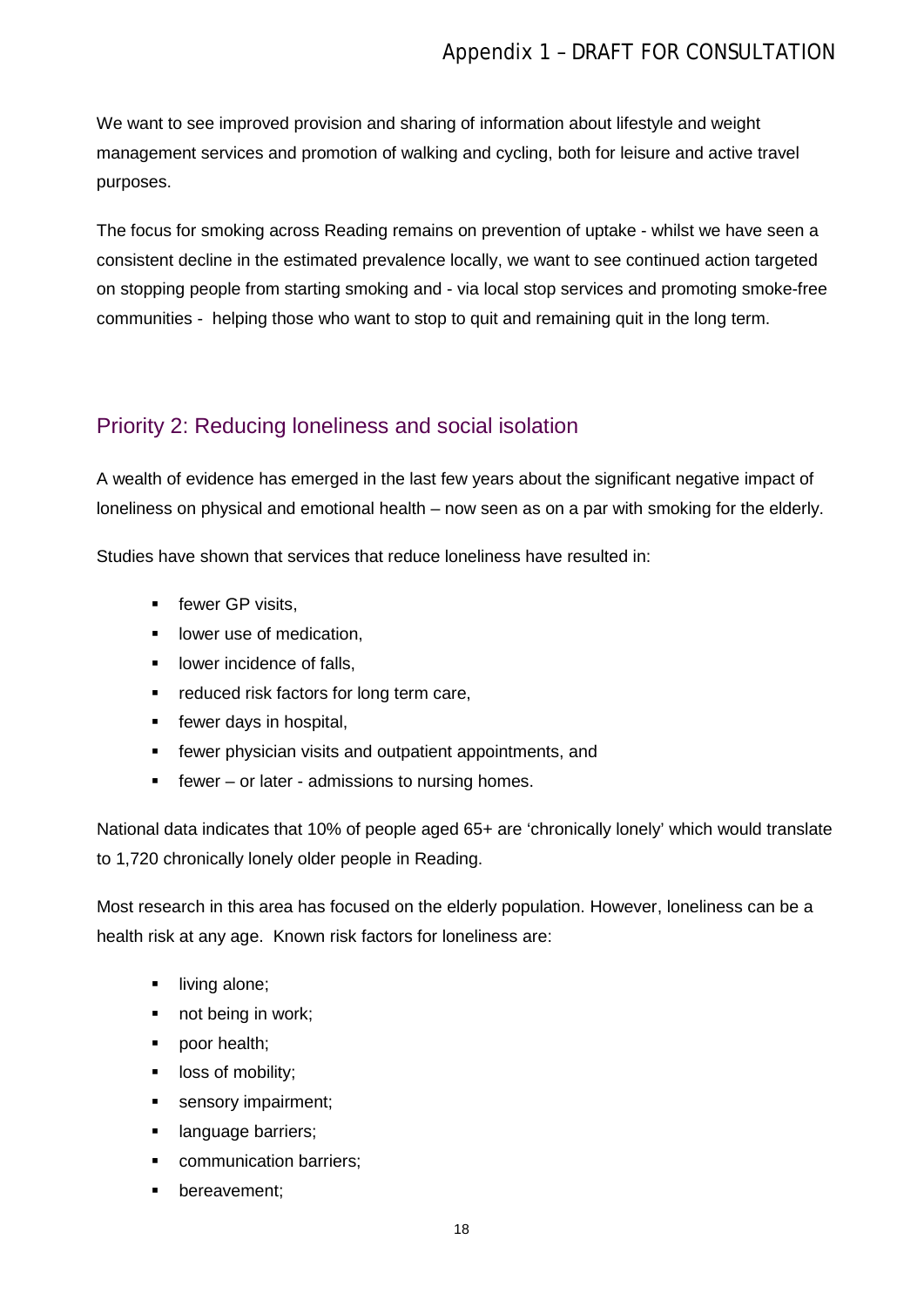We want to see improved provision and sharing of information about lifestyle and weight management services and promotion of walking and cycling, both for leisure and active travel purposes.

The focus for smoking across Reading remains on prevention of uptake - whilst we have seen a consistent decline in the estimated prevalence locally, we want to see continued action targeted on stopping people from starting smoking and - via local stop services and promoting smoke-free communities - helping those who want to stop to quit and remaining quit in the long term.

## Priority 2: Reducing loneliness and social isolation

A wealth of evidence has emerged in the last few years about the significant negative impact of loneliness on physical and emotional health – now seen as on a par with smoking for the elderly.

Studies have shown that services that reduce loneliness have resulted in:

- fewer GP visits,
- lower use of medication,
- lower incidence of falls,
- reduced risk factors for long term care,
- fewer days in hospital,
- fewer physician visits and outpatient appointments, and
- fewer – or later - admissions to nursing homes.

National data indicates that 10% of people aged 65+ are 'chronically lonely' which would translate to 1,720 chronically lonely older people in Reading.

Most research in this area has focused on the elderly population. However, loneliness can be a health risk at any age. Known risk factors for loneliness are:

- living alone;
- not being in work;
- poor health;
- loss of mobility;
- sensory impairment;
- language barriers;
- communication barriers;
- bereavement;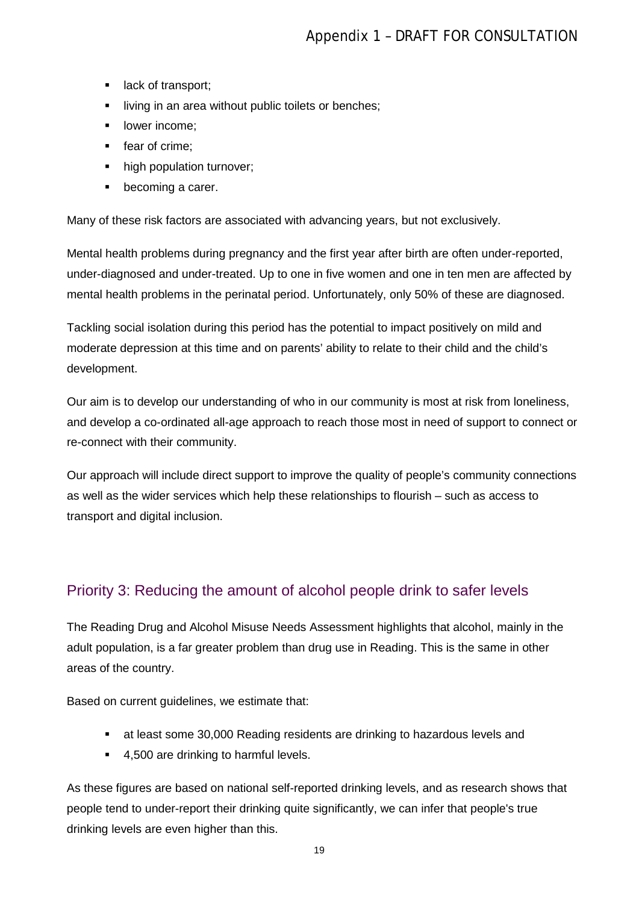- lack of transport;
- living in an area without public toilets or benches;
- lower income;
- fear of crime;
- high population turnover;
- becoming a carer.

Many of these risk factors are associated with advancing years, but not exclusively.

Mental health problems during pregnancy and the first year after birth are often under-reported, under-diagnosed and under-treated. Up to one in five women and one in ten men are affected by mental health problems in the perinatal period. Unfortunately, only 50% of these are diagnosed.

Tackling social isolation during this period has the potential to impact positively on mild and moderate depression at this time and on parents' ability to relate to their child and the child's development.

Our aim is to develop our understanding of who in our community is most at risk from loneliness, and develop a co-ordinated all-age approach to reach those most in need of support to connect or re-connect with their community.

Our approach will include direct support to improve the quality of people's community connections as well as the wider services which help these relationships to flourish – such as access to transport and digital inclusion.

## Priority 3: Reducing the amount of alcohol people drink to safer levels

The Reading Drug and Alcohol Misuse Needs Assessment highlights that alcohol, mainly in the adult population, is a far greater problem than drug use in Reading. This is the same in other areas of the country.

Based on current guidelines, we estimate that:

- at least some 30,000 Reading residents are drinking to hazardous levels and
- 4,500 are drinking to harmful levels.

As these figures are based on national self-reported drinking levels, and as research shows that people tend to under-report their drinking quite significantly, we can infer that people's true drinking levels are even higher than this.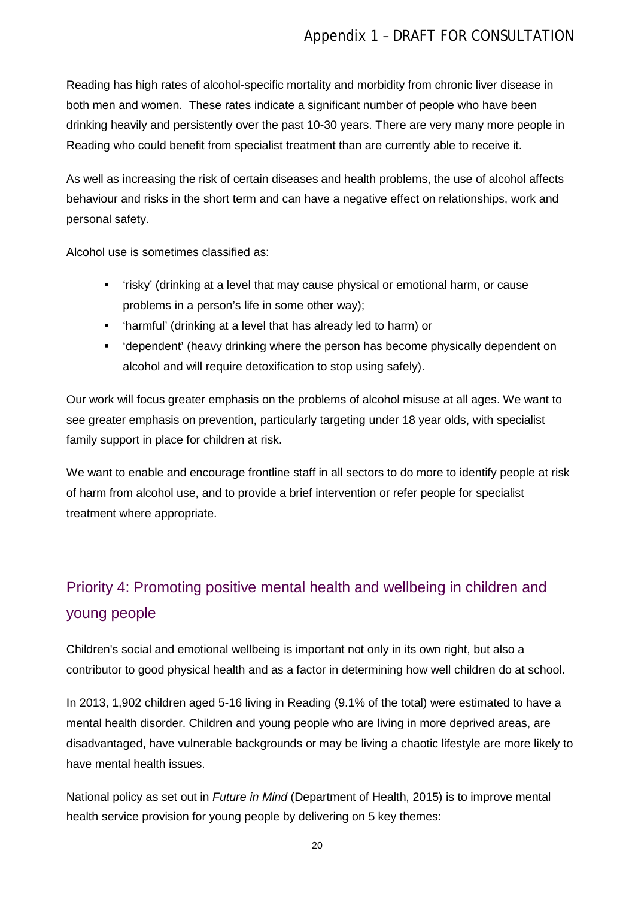Reading has high rates of alcohol-specific mortality and morbidity from chronic liver disease in both men and women. These rates indicate a significant number of people who have been drinking heavily and persistently over the past 10-30 years. There are very many more people in Reading who could benefit from specialist treatment than are currently able to receive it.

As well as increasing the risk of certain diseases and health problems, the use of alcohol affects behaviour and risks in the short term and can have a negative effect on relationships, work and personal safety.

Alcohol use is sometimes classified as:

- 'risky' (drinking at a level that may cause physical or emotional harm, or cause problems in a person's life in some other way);
- 'harmful' (drinking at a level that has already led to harm) or
- 'dependent' (heavy drinking where the person has become physically dependent on alcohol and will require detoxification to stop using safely).

Our work will focus greater emphasis on the problems of alcohol misuse at all ages. We want to see greater emphasis on prevention, particularly targeting under 18 year olds, with specialist family support in place for children at risk.

We want to enable and encourage frontline staff in all sectors to do more to identify people at risk of harm from alcohol use, and to provide a brief intervention or refer people for specialist treatment where appropriate.

## Priority 4: Promoting positive mental health and wellbeing in children and young people

Children's social and emotional wellbeing is important not only in its own right, but also a contributor to good physical health and as a factor in determining how well children do at school.

In 2013, 1,902 children aged 5-16 living in Reading (9.1% of the total) were estimated to have a mental health disorder. Children and young people who are living in more deprived areas, are disadvantaged, have vulnerable backgrounds or may be living a chaotic lifestyle are more likely to have mental health issues.

National policy as set out in *Future in Mind* (Department of Health, 2015) is to improve mental health service provision for young people by delivering on 5 key themes: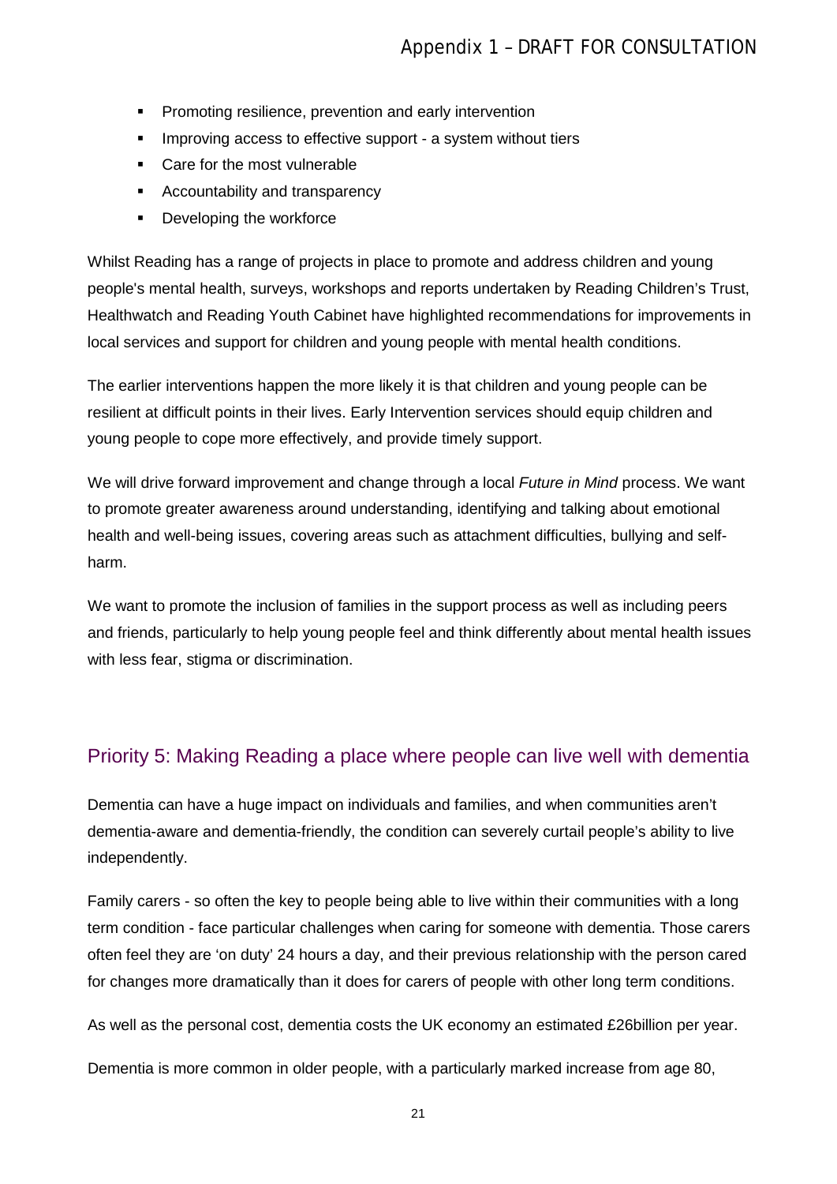- Promoting resilience, prevention and early intervention
- Improving access to effective support - a system without tiers
- Care for the most vulnerable
- Accountability and transparency
- Developing the workforce

Whilst Reading has a range of projects in place to promote and address children and young people's mental health, surveys, workshops and reports undertaken by Reading Children's Trust, Healthwatch and Reading Youth Cabinet have highlighted recommendations for improvements in local services and support for children and young people with mental health conditions.

The earlier interventions happen the more likely it is that children and young people can be resilient at difficult points in their lives. Early Intervention services should equip children and young people to cope more effectively, and provide timely support.

We will drive forward improvement and change through a local *Future in Mind* process. We want to promote greater awareness around understanding, identifying and talking about emotional health and well-being issues, covering areas such as attachment difficulties, bullying and self-harm.

We want to promote the inclusion of families in the support process as well as including peers and friends, particularly to help young people feel and think differently about mental health issues with less fear, stigma or discrimination.

## Priority 5: Making Reading a place where people can live well with dementia

Dementia can have a huge impact on individuals and families, and when communities aren't dementia-aware and dementia-friendly, the condition can severely curtail people's ability to live independently.

Family carers - so often the key to people being able to live within their communities with a long term condition - face particular challenges when caring for someone with dementia. Those carers often feel they are 'on duty' 24 hours a day, and their previous relationship with the person cared for changes more dramatically than it does for carers of people with other long term conditions.

As well as the personal cost, dementia costs the UK economy an estimated £26billion per year.

Dementia is more common in older people, with a particularly marked increase from age 80,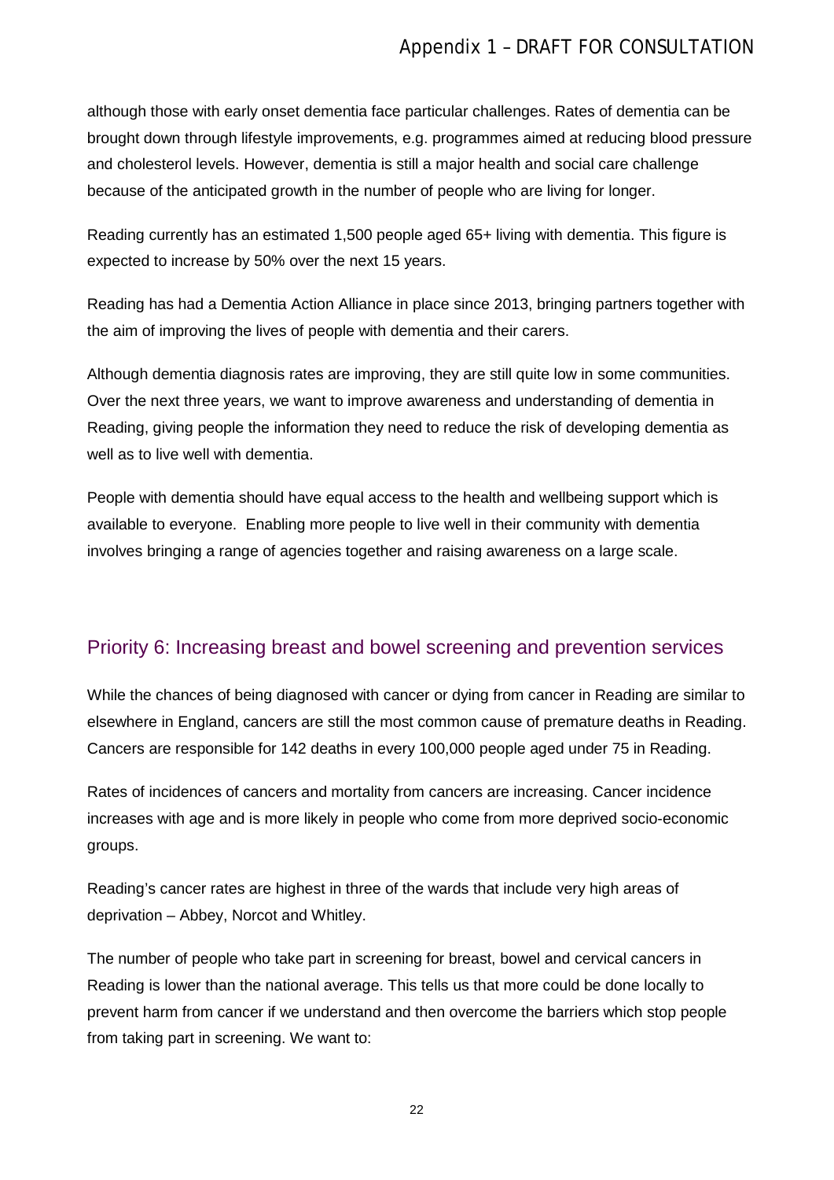although those with early onset dementia face particular challenges. Rates of dementia can be brought down through lifestyle improvements, e.g. programmes aimed at reducing blood pressure and cholesterol levels. However, dementia is still a major health and social care challenge because of the anticipated growth in the number of people who are living for longer.

Reading currently has an estimated 1,500 people aged 65+ living with dementia. This figure is expected to increase by 50% over the next 15 years.

Reading has had a Dementia Action Alliance in place since 2013, bringing partners together with the aim of improving the lives of people with dementia and their carers.

Although dementia diagnosis rates are improving, they are still quite low in some communities. Over the next three years, we want to improve awareness and understanding of dementia in Reading, giving people the information they need to reduce the risk of developing dementia as well as to live well with dementia.

People with dementia should have equal access to the health and wellbeing support which is available to everyone. Enabling more people to live well in their community with dementia involves bringing a range of agencies together and raising awareness on a large scale.

## Priority 6: Increasing breast and bowel screening and prevention services

While the chances of being diagnosed with cancer or dying from cancer in Reading are similar to elsewhere in England, cancers are still the most common cause of premature deaths in Reading. Cancers are responsible for 142 deaths in every 100,000 people aged under 75 in Reading.

Rates of incidences of cancers and mortality from cancers are increasing. Cancer incidence increases with age and is more likely in people who come from more deprived socio-economic groups.

Reading's cancer rates are highest in three of the wards that include very high areas of deprivation – Abbey, Norcot and Whitley.

The number of people who take part in screening for breast, bowel and cervical cancers in Reading is lower than the national average. This tells us that more could be done locally to prevent harm from cancer if we understand and then overcome the barriers which stop people from taking part in screening. We want to: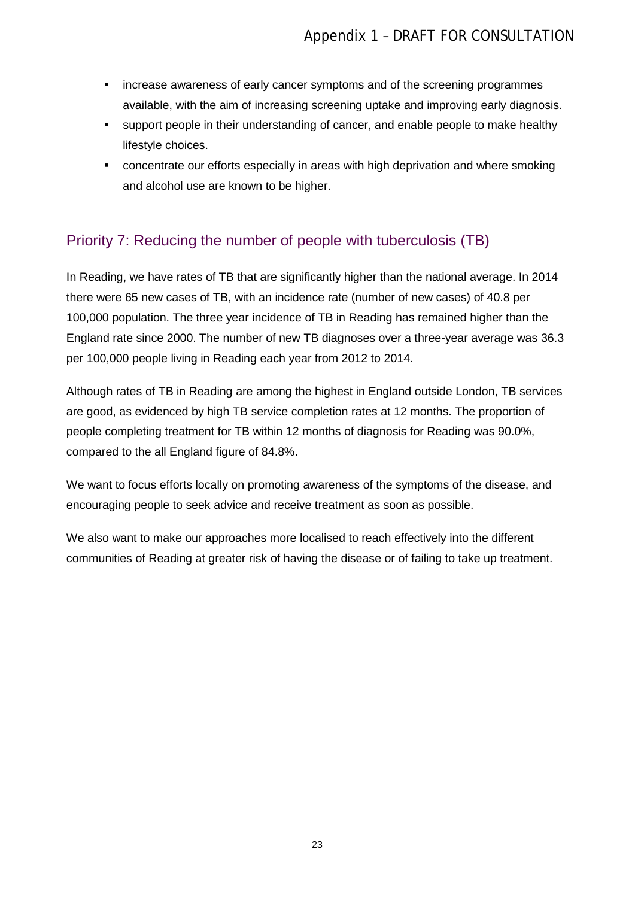- increase awareness of early cancer symptoms and of the screening programmes available, with the aim of increasing screening uptake and improving early diagnosis.
- support people in their understanding of cancer, and enable people to make healthy lifestyle choices.
- concentrate our efforts especially in areas with high deprivation and where smoking and alcohol use are known to be higher.

## Priority 7: Reducing the number of people with tuberculosis (TB)

In Reading, we have rates of TB that are significantly higher than the national average. In 2014 there were 65 new cases of TB, with an incidence rate (number of new cases) of 40.8 per 100,000 population. The three year incidence of TB in Reading has remained higher than the England rate since 2000. The number of new TB diagnoses over a three-year average was 36.3 per 100,000 people living in Reading each year from 2012 to 2014.

Although rates of TB in Reading are among the highest in England outside London, TB services are good, as evidenced by high TB service completion rates at 12 months. The proportion of people completing treatment for TB within 12 months of diagnosis for Reading was 90.0%, compared to the all England figure of 84.8%.

We want to focus efforts locally on promoting awareness of the symptoms of the disease, and encouraging people to seek advice and receive treatment as soon as possible.

We also want to make our approaches more localised to reach effectively into the different communities of Reading at greater risk of having the disease or of failing to take up treatment.